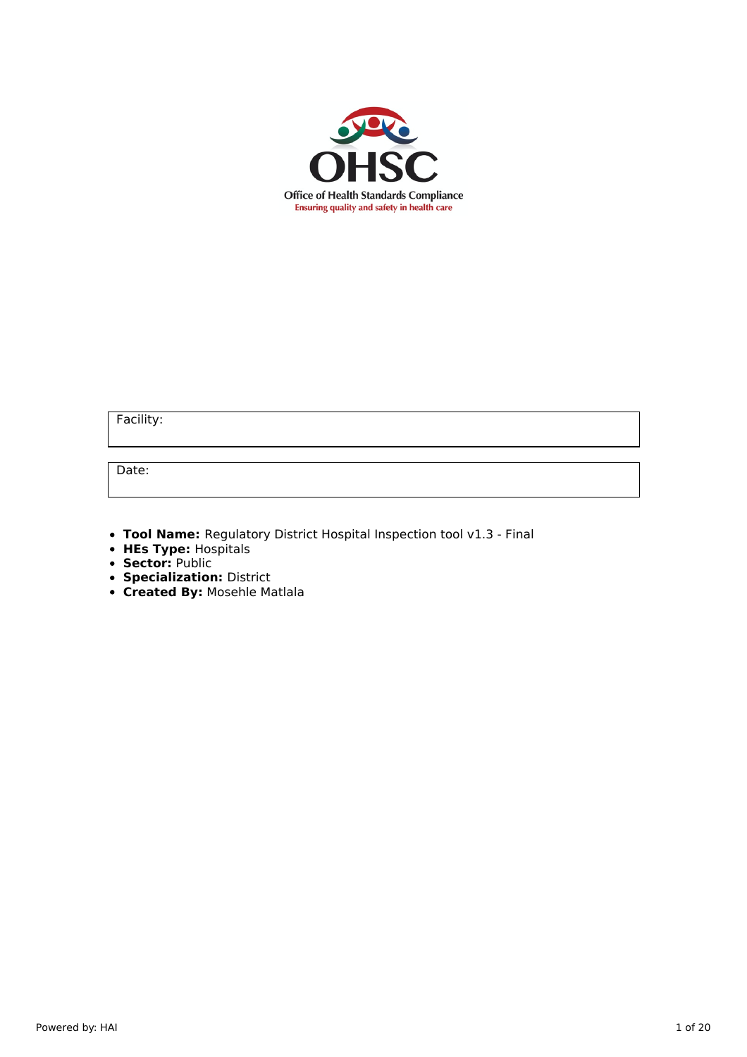OHSC

Office of Health Standards Compliance

Ensuring quality and safety in health care

| Facility: |
| --- |

| Date: |
| --- |

- **Tool Name:** Regulatory District Hospital Inspection tool v1.3 - Final
- **HEs Type:** Hospitals
- **Sector:** Public
- **Specialization:** District
- **Created By:** Mosehle Matlala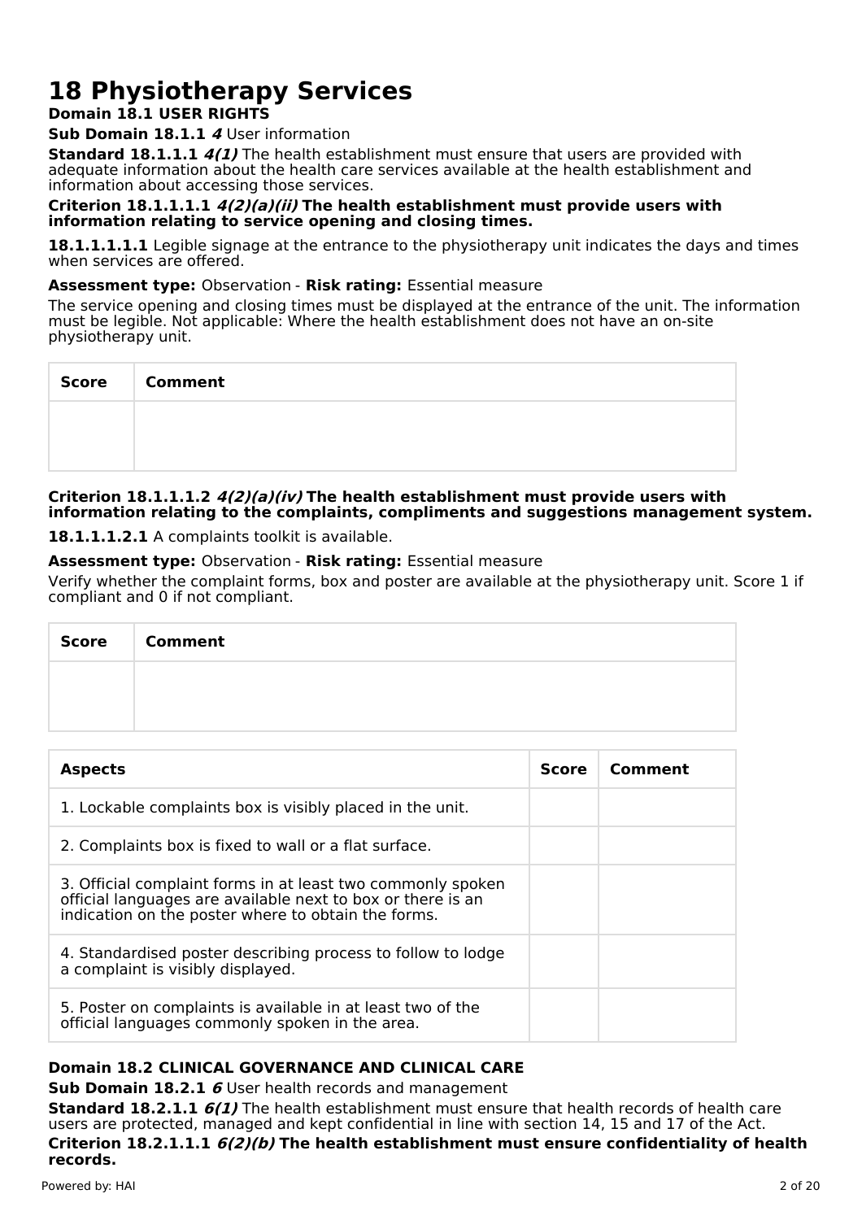# 18 Physiotherapy Services

**Domain 18.1 USER RIGHTS**

**Sub Domain 18.1.1** ***4*** User information

**Standard 18.1.1.1** ***4(1)*** The health establishment must ensure that users are provided with adequate information about the health care services available at the health establishment and information about accessing those services.

**Criterion 18.1.1.1.1** ***4(2)(a)(ii)*** **The health establishment must provide users with information relating to service opening and closing times.**

**18.1.1.1.1.1** Legible signage at the entrance to the physiotherapy unit indicates the days and times when services are offered.

**Assessment type:** Observation - **Risk rating:** Essential measure

The service opening and closing times must be displayed at the entrance of the unit. The information must be legible. Not applicable: Where the health establishment does not have an on-site physiotherapy unit.

| Score | Comment |
| --- | --- |
| | |

**Criterion 18.1.1.1.2** ***4(2)(a)(iv)*** **The health establishment must provide users with information relating to the complaints, compliments and suggestions management system.**

**18.1.1.1.2.1** A complaints toolkit is available.

**Assessment type:** Observation - **Risk rating:** Essential measure

Verify whether the complaint forms, box and poster are available at the physiotherapy unit. Score 1 if compliant and 0 if not compliant.

| Score | Comment |
| --- | --- |
| | |

| Aspects | Score | Comment |
| --- | --- | --- |
| 1. Lockable complaints box is visibly placed in the unit. | | |
| 2. Complaints box is fixed to wall or a flat surface. | | |
| 3. Official complaint forms in at least two commonly spoken official languages are available next to box or there is an indication on the poster where to obtain the forms. | | |
| 4. Standardised poster describing process to follow to lodge a complaint is visibly displayed. | | |
| 5. Poster on complaints is available in at least two of the official languages commonly spoken in the area. | | |

**Domain 18.2 CLINICAL GOVERNANCE AND CLINICAL CARE**

**Sub Domain 18.2.1** ***6*** User health records and management

**Standard 18.2.1.1** ***6(1)*** The health establishment must ensure that health records of health care users are protected, managed and kept confidential in line with section 14, 15 and 17 of the Act.

**Criterion 18.2.1.1.1** ***6(2)(b)*** **The health establishment must ensure confidentiality of health records.**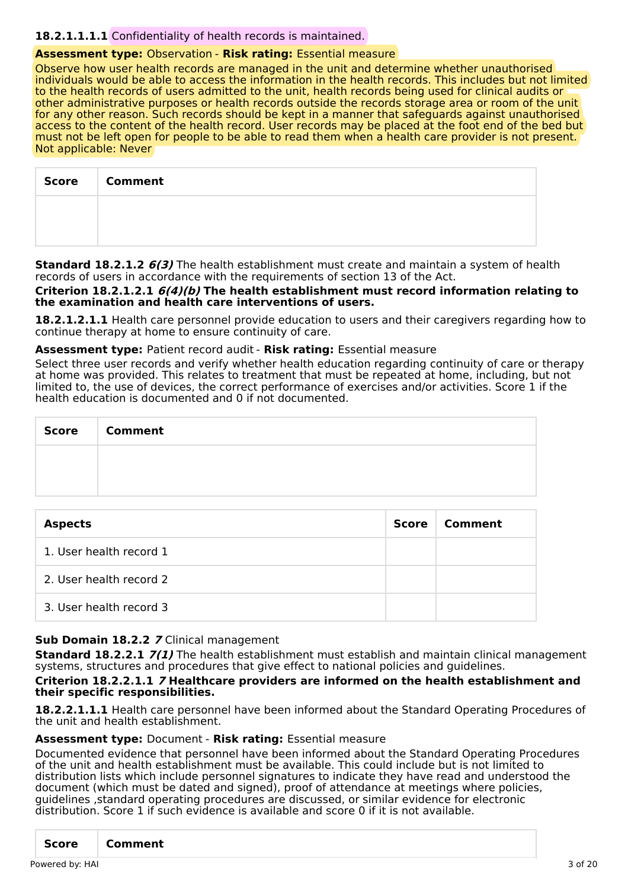**18.2.1.1.1.1** Confidentiality of health records is maintained.

**Assessment type:** Observation - **Risk rating:** Essential measure

Observe how user health records are managed in the unit and determine whether unauthorised individuals would be able to access the information in the health records. This includes but not limited to the health records of users admitted to the unit, health records being used for clinical audits or other administrative purposes or health records outside the records storage area or room of the unit for any other reason. Such records should be kept in a manner that safeguards against unauthorised access to the content of the health record. User records may be placed at the foot end of the bed but must not be left open for people to be able to read them when a health care provider is not present.
Not applicable: Never

| Score | Comment |
| --- | --- |
| | |

**Standard 18.2.1.2** ***6(3)*** The health establishment must create and maintain a system of health records of users in accordance with the requirements of section 13 of the Act.

**Criterion 18.2.1.2.1** ***6(4)(b)*** **The health establishment must record information relating to the examination and health care interventions of users.**

**18.2.1.2.1.1** Health care personnel provide education to users and their caregivers regarding how to continue therapy at home to ensure continuity of care.

**Assessment type:** Patient record audit - **Risk rating:** Essential measure

Select three user records and verify whether health education regarding continuity of care or therapy at home was provided. This relates to treatment that must be repeated at home, including, but not limited to, the use of devices, the correct performance of exercises and/or activities. Score 1 if the health education is documented and 0 if not documented.

| Score | Comment |
| --- | --- |
| | |

| Aspects | Score | Comment |
| --- | --- | --- |
| 1. User health record 1 | | |
| 2. User health record 2 | | |
| 3. User health record 3 | | |

**Sub Domain 18.2.2** ***7*** Clinical management

**Standard 18.2.2.1** ***7(1)*** The health establishment must establish and maintain clinical management systems, structures and procedures that give effect to national policies and guidelines.

**Criterion 18.2.2.1.1** ***7*** **Healthcare providers are informed on the health establishment and their specific responsibilities.**

**18.2.2.1.1.1** Health care personnel have been informed about the Standard Operating Procedures of the unit and health establishment.

**Assessment type:** Document - **Risk rating:** Essential measure

Documented evidence that personnel have been informed about the Standard Operating Procedures of the unit and health establishment must be available. This could include but is not limited to distribution lists which include personnel signatures to indicate they have read and understood the document (which must be dated and signed), proof of attendance at meetings where policies, guidelines ,standard operating procedures are discussed, or similar evidence for electronic distribution. Score 1 if such evidence is available and score 0 if it is not available.

| Score | Comment |
| --- | --- |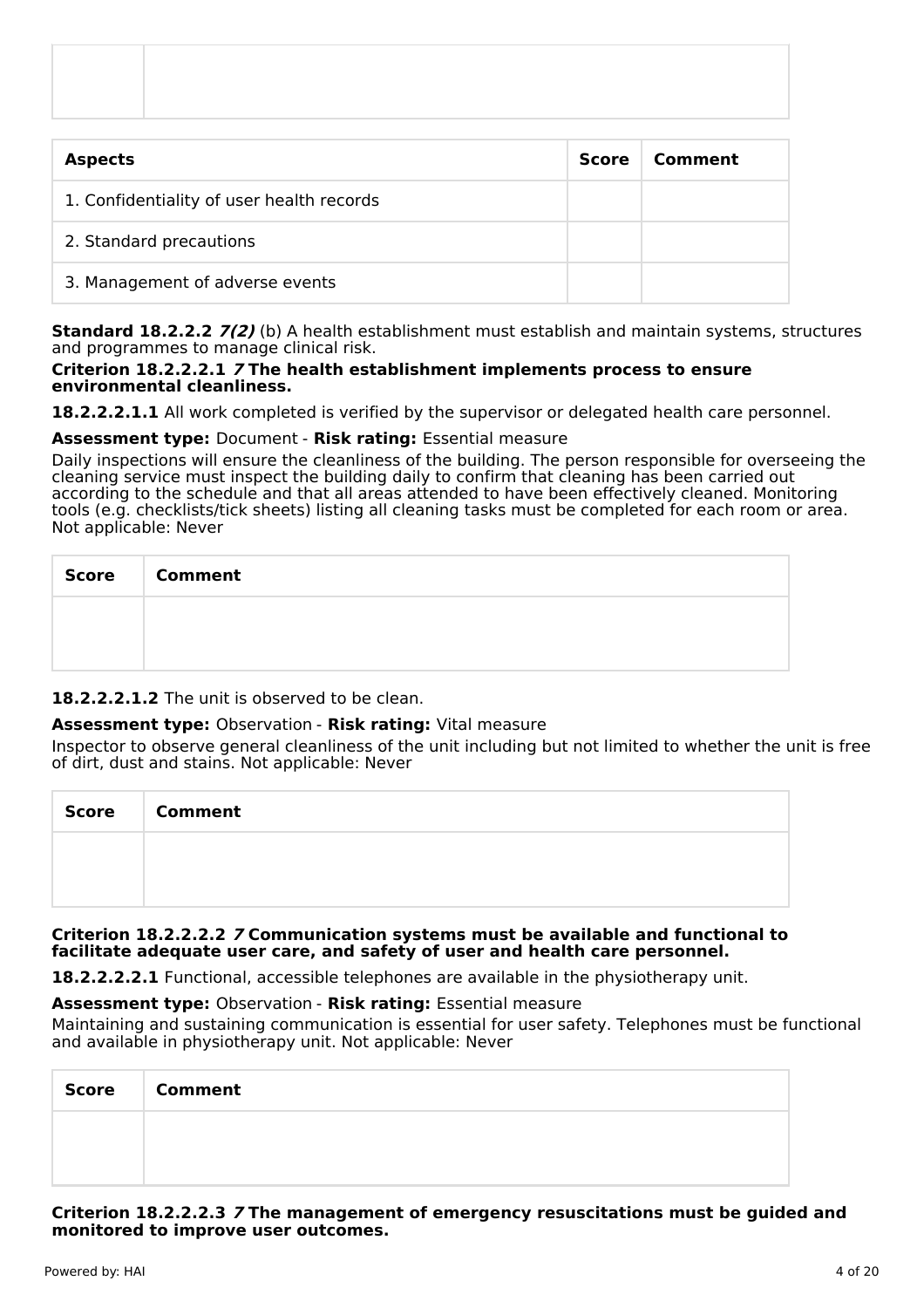| | |
|---|---|
| | |

| Aspects | Score | Comment |
|---|---|---|
| 1. Confidentiality of user health records | | |
| 2. Standard precautions | | |
| 3. Management of adverse events | | |

**Standard 18.2.2.2** ***7(2)*** (b) A health establishment must establish and maintain systems, structures and programmes to manage clinical risk.

**Criterion 18.2.2.2.1** ***7*** **The health establishment implements process to ensure environmental cleanliness.**

**18.2.2.2.1.1** All work completed is verified by the supervisor or delegated health care personnel.

**Assessment type:** Document - **Risk rating:** Essential measure

Daily inspections will ensure the cleanliness of the building. The person responsible for overseeing the cleaning service must inspect the building daily to confirm that cleaning has been carried out according to the schedule and that all areas attended to have been effectively cleaned. Monitoring tools (e.g. checklists/tick sheets) listing all cleaning tasks must be completed for each room or area. Not applicable: Never

| Score | Comment |
|---|---|
| | |

**18.2.2.2.1.2** The unit is observed to be clean.

**Assessment type:** Observation - **Risk rating:** Vital measure

Inspector to observe general cleanliness of the unit including but not limited to whether the unit is free of dirt, dust and stains. Not applicable: Never

| Score | Comment |
|---|---|
| | |

**Criterion 18.2.2.2.2** ***7*** **Communication systems must be available and functional to facilitate adequate user care, and safety of user and health care personnel.**

**18.2.2.2.2.1** Functional, accessible telephones are available in the physiotherapy unit.

**Assessment type:** Observation - **Risk rating:** Essential measure

Maintaining and sustaining communication is essential for user safety. Telephones must be functional and available in physiotherapy unit. Not applicable: Never

| Score | Comment |
|---|---|
| | |

**Criterion 18.2.2.2.3** ***7*** **The management of emergency resuscitations must be guided and monitored to improve user outcomes.**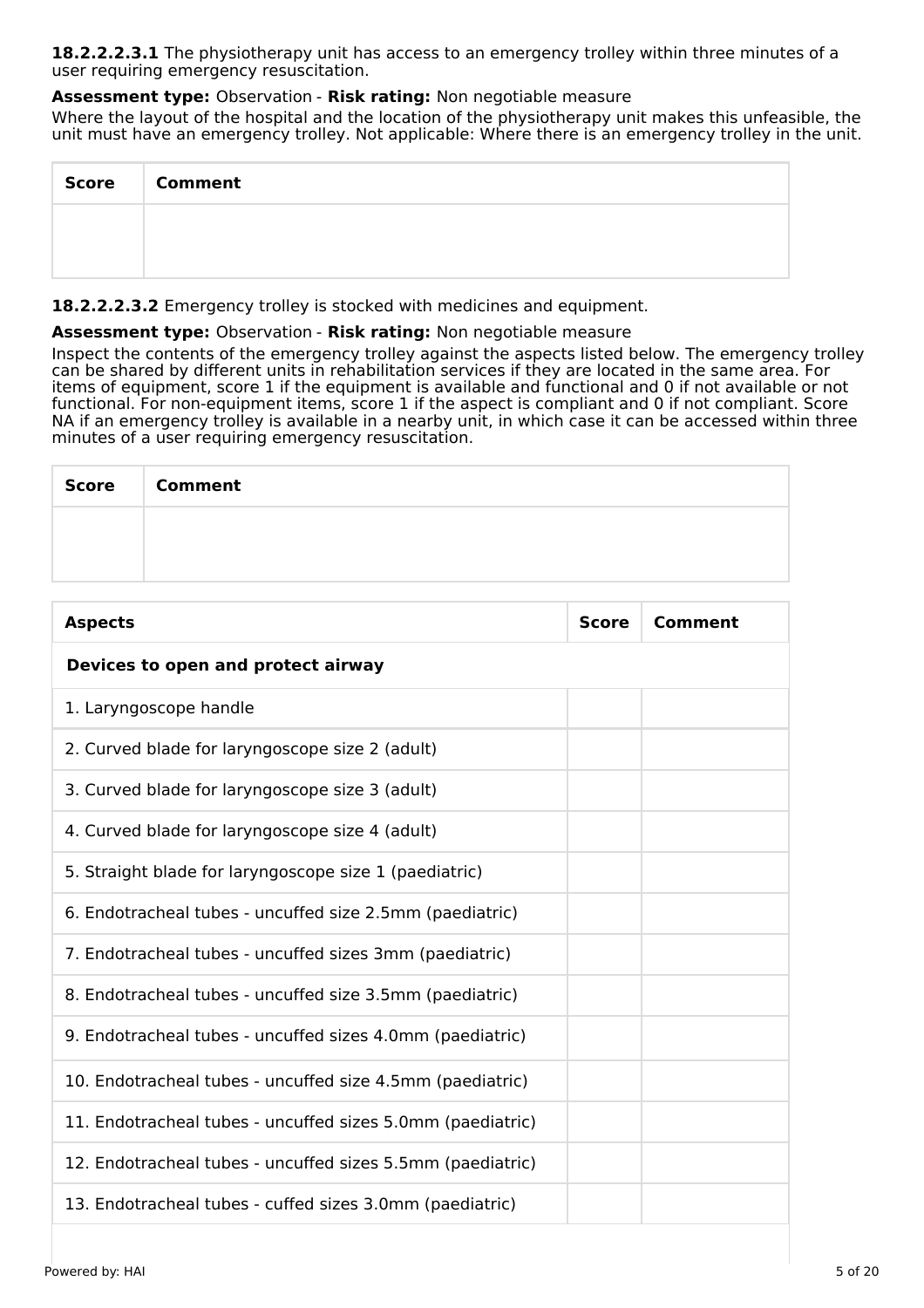**18.2.2.2.3.1** The physiotherapy unit has access to an emergency trolley within three minutes of a user requiring emergency resuscitation.

**Assessment type:** Observation - **Risk rating:** Non negotiable measure

Where the layout of the hospital and the location of the physiotherapy unit makes this unfeasible, the unit must have an emergency trolley. Not applicable: Where there is an emergency trolley in the unit.

| Score | Comment |
|---|---|
| | |

**18.2.2.2.3.2** Emergency trolley is stocked with medicines and equipment.

**Assessment type:** Observation - **Risk rating:** Non negotiable measure

Inspect the contents of the emergency trolley against the aspects listed below. The emergency trolley can be shared by different units in rehabilitation services if they are located in the same area. For items of equipment, score 1 if the equipment is available and functional and 0 if not available or not functional. For non-equipment items, score 1 if the aspect is compliant and 0 if not compliant. Score NA if an emergency trolley is available in a nearby unit, in which case it can be accessed within three minutes of a user requiring emergency resuscitation.

| Score | Comment |
|---|---|
| | |

| Aspects | Score | Comment |
|---|---|---|
| **Devices to open and protect airway** | | |
| 1. Laryngoscope handle | | |
| 2. Curved blade for laryngoscope size 2 (adult) | | |
| 3. Curved blade for laryngoscope size 3 (adult) | | |
| 4. Curved blade for laryngoscope size 4 (adult) | | |
| 5. Straight blade for laryngoscope size 1 (paediatric) | | |
| 6. Endotracheal tubes - uncuffed size 2.5mm (paediatric) | | |
| 7. Endotracheal tubes - uncuffed sizes 3mm (paediatric) | | |
| 8. Endotracheal tubes - uncuffed size 3.5mm (paediatric) | | |
| 9. Endotracheal tubes - uncuffed sizes 4.0mm (paediatric) | | |
| 10. Endotracheal tubes - uncuffed size 4.5mm (paediatric) | | |
| 11. Endotracheal tubes - uncuffed sizes 5.0mm (paediatric) | | |
| 12. Endotracheal tubes - uncuffed sizes 5.5mm (paediatric) | | |
| 13. Endotracheal tubes - cuffed sizes 3.0mm (paediatric) | | |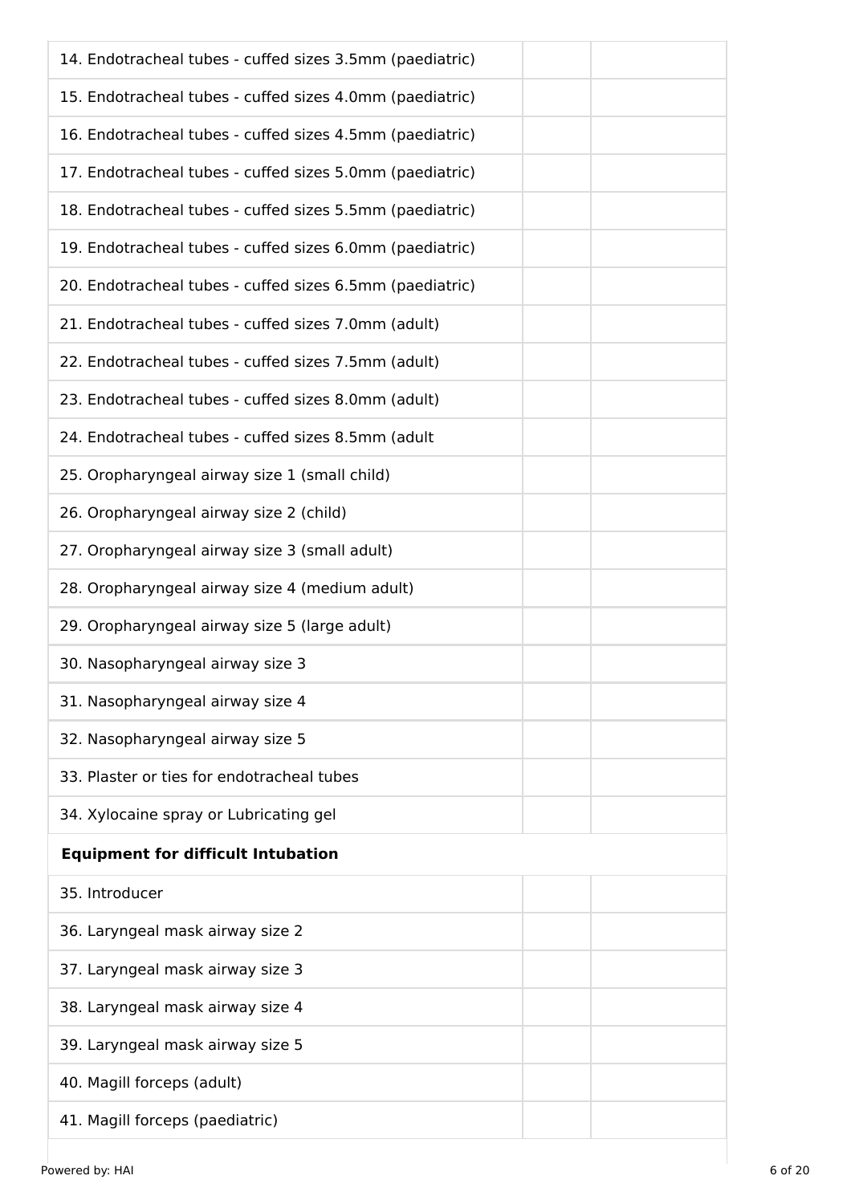| | | |
|---|---|---|
| 14. Endotracheal tubes - cuffed sizes 3.5mm (paediatric) | | |
| 15. Endotracheal tubes - cuffed sizes 4.0mm (paediatric) | | |
| 16. Endotracheal tubes - cuffed sizes 4.5mm (paediatric) | | |
| 17. Endotracheal tubes - cuffed sizes 5.0mm (paediatric) | | |
| 18. Endotracheal tubes - cuffed sizes 5.5mm (paediatric) | | |
| 19. Endotracheal tubes - cuffed sizes 6.0mm (paediatric) | | |
| 20. Endotracheal tubes - cuffed sizes 6.5mm (paediatric) | | |
| 21. Endotracheal tubes - cuffed sizes 7.0mm (adult) | | |
| 22. Endotracheal tubes - cuffed sizes 7.5mm (adult) | | |
| 23. Endotracheal tubes - cuffed sizes 8.0mm (adult) | | |
| 24. Endotracheal tubes - cuffed sizes 8.5mm (adult | | |
| 25. Oropharyngeal airway size 1 (small child) | | |
| 26. Oropharyngeal airway size 2 (child) | | |
| 27. Oropharyngeal airway size 3 (small adult) | | |
| 28. Oropharyngeal airway size 4 (medium adult) | | |
| 29. Oropharyngeal airway size 5 (large adult) | | |
| 30. Nasopharyngeal airway size 3 | | |
| 31. Nasopharyngeal airway size 4 | | |
| 32. Nasopharyngeal airway size 5 | | |
| 33. Plaster or ties for endotracheal tubes | | |
| 34. Xylocaine spray or Lubricating gel | | |
| **Equipment for difficult Intubation** | | |
| 35. Introducer | | |
| 36. Laryngeal mask airway size 2 | | |
| 37. Laryngeal mask airway size 3 | | |
| 38. Laryngeal mask airway size 4 | | |
| 39. Laryngeal mask airway size 5 | | |
| 40. Magill forceps (adult) | | |
| 41. Magill forceps (paediatric) | | |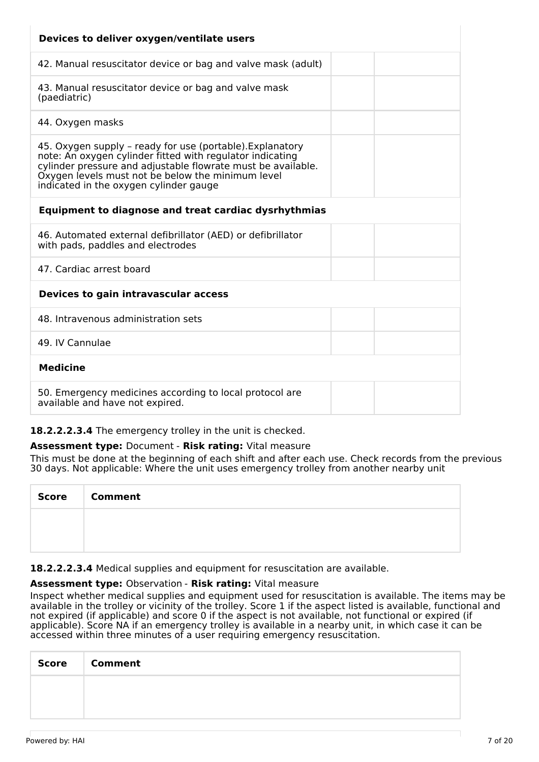| Devices to deliver oxygen/ventilate users | | |
|---|---|---|
| 42. Manual resuscitator device or bag and valve mask (adult) | | |
| 43. Manual resuscitator device or bag and valve mask (paediatric) | | |
| 44. Oxygen masks | | |
| 45. Oxygen supply – ready for use (portable).Explanatory note: An oxygen cylinder fitted with regulator indicating cylinder pressure and adjustable flowrate must be available. Oxygen levels must not be below the minimum level indicated in the oxygen cylinder gauge | | |
| **Equipment to diagnose and treat cardiac dysrhythmias** | | |
| 46. Automated external defibrillator (AED) or defibrillator with pads, paddles and electrodes | | |
| 47. Cardiac arrest board | | |
| **Devices to gain intravascular access** | | |
| 48. Intravenous administration sets | | |
| 49. IV Cannulae | | |
| **Medicine** | | |
| 50. Emergency medicines according to local protocol are available and have not expired. | | |

**18.2.2.2.3.4** The emergency trolley in the unit is checked.

**Assessment type:** Document - **Risk rating:** Vital measure

This must be done at the beginning of each shift and after each use. Check records from the previous 30 days. Not applicable: Where the unit uses emergency trolley from another nearby unit

| Score | Comment |
|---|---|
| | |

**18.2.2.2.3.4** Medical supplies and equipment for resuscitation are available.

**Assessment type:** Observation - **Risk rating:** Vital measure

Inspect whether medical supplies and equipment used for resuscitation is available. The items may be available in the trolley or vicinity of the trolley. Score 1 if the aspect listed is available, functional and not expired (if applicable) and score 0 if the aspect is not available, not functional or expired (if applicable). Score NA if an emergency trolley is available in a nearby unit, in which case it can be accessed within three minutes of a user requiring emergency resuscitation.

| Score | Comment |
|---|---|
| | |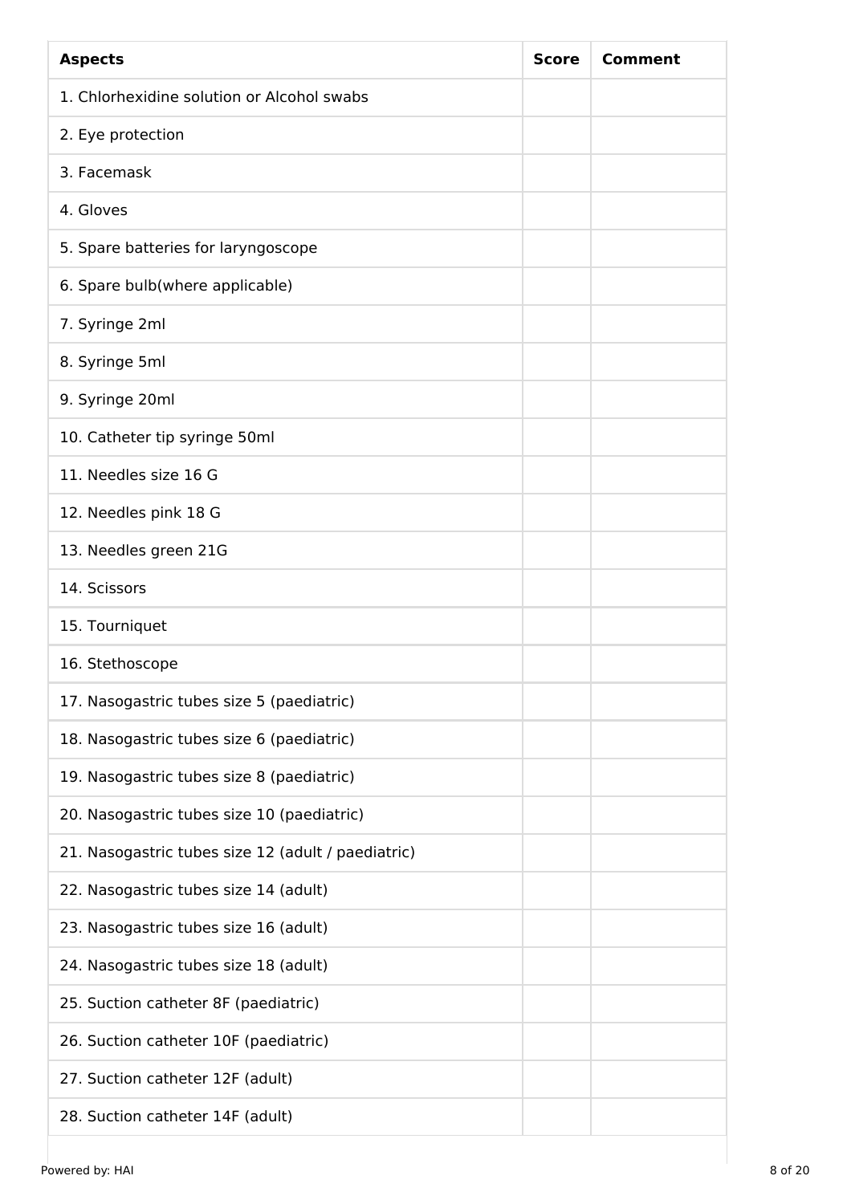| Aspects | Score | Comment |
| --- | --- | --- |
| 1. Chlorhexidine solution or Alcohol swabs | | |
| 2. Eye protection | | |
| 3. Facemask | | |
| 4. Gloves | | |
| 5. Spare batteries for laryngoscope | | |
| 6. Spare bulb(where applicable) | | |
| 7. Syringe 2ml | | |
| 8. Syringe 5ml | | |
| 9. Syringe 20ml | | |
| 10. Catheter tip syringe 50ml | | |
| 11. Needles size 16 G | | |
| 12. Needles pink 18 G | | |
| 13. Needles green 21G | | |
| 14. Scissors | | |
| 15. Tourniquet | | |
| 16. Stethoscope | | |
| 17. Nasogastric tubes size 5 (paediatric) | | |
| 18. Nasogastric tubes size 6 (paediatric) | | |
| 19. Nasogastric tubes size 8 (paediatric) | | |
| 20. Nasogastric tubes size 10 (paediatric) | | |
| 21. Nasogastric tubes size 12 (adult / paediatric) | | |
| 22. Nasogastric tubes size 14 (adult) | | |
| 23. Nasogastric tubes size 16 (adult) | | |
| 24. Nasogastric tubes size 18 (adult) | | |
| 25. Suction catheter 8F (paediatric) | | |
| 26. Suction catheter 10F (paediatric) | | |
| 27. Suction catheter 12F (adult) | | |
| 28. Suction catheter 14F (adult) | | |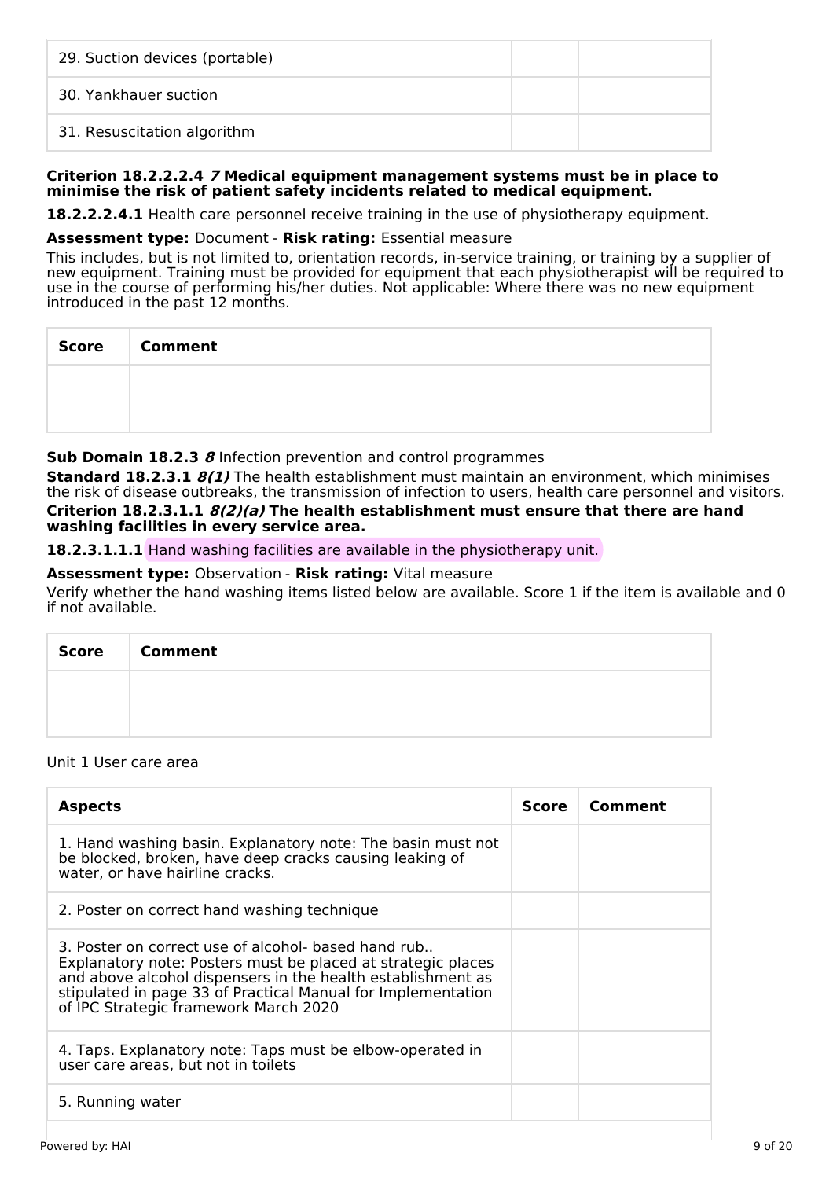| | | |
|---|---|---|
| 29. Suction devices (portable) | | |
| 30. Yankhauer suction | | |
| 31. Resuscitation algorithm | | |

**Criterion 18.2.2.2.4 *7* Medical equipment management systems must be in place to minimise the risk of patient safety incidents related to medical equipment.**

**18.2.2.2.4.1** Health care personnel receive training in the use of physiotherapy equipment.

**Assessment type:** Document - **Risk rating:** Essential measure

This includes, but is not limited to, orientation records, in-service training, or training by a supplier of new equipment. Training must be provided for equipment that each physiotherapist will be required to use in the course of performing his/her duties. Not applicable: Where there was no new equipment introduced in the past 12 months.

| Score | Comment |
|---|---|
| | |

**Sub Domain 18.2.3 *8*** Infection prevention and control programmes

**Standard 18.2.3.1 *8(1)*** The health establishment must maintain an environment, which minimises the risk of disease outbreaks, the transmission of infection to users, health care personnel and visitors.

**Criterion 18.2.3.1.1 *8(2)(a)* The health establishment must ensure that there are hand washing facilities in every service area.**

**18.2.3.1.1.1** Hand washing facilities are available in the physiotherapy unit.

**Assessment type:** Observation - **Risk rating:** Vital measure

Verify whether the hand washing items listed below are available. Score 1 if the item is available and 0 if not available.

| Score | Comment |
|---|---|
| | |

Unit 1 User care area

| Aspects | Score | Comment |
|---|---|---|
| 1. Hand washing basin. Explanatory note: The basin must not be blocked, broken, have deep cracks causing leaking of water, or have hairline cracks. | | |
| 2. Poster on correct hand washing technique | | |
| 3. Poster on correct use of alcohol- based hand rub.. Explanatory note: Posters must be placed at strategic places and above alcohol dispensers in the health establishment as stipulated in page 33 of Practical Manual for Implementation of IPC Strategic framework March 2020 | | |
| 4. Taps. Explanatory note: Taps must be elbow-operated in user care areas, but not in toilets | | |
| 5. Running water | | |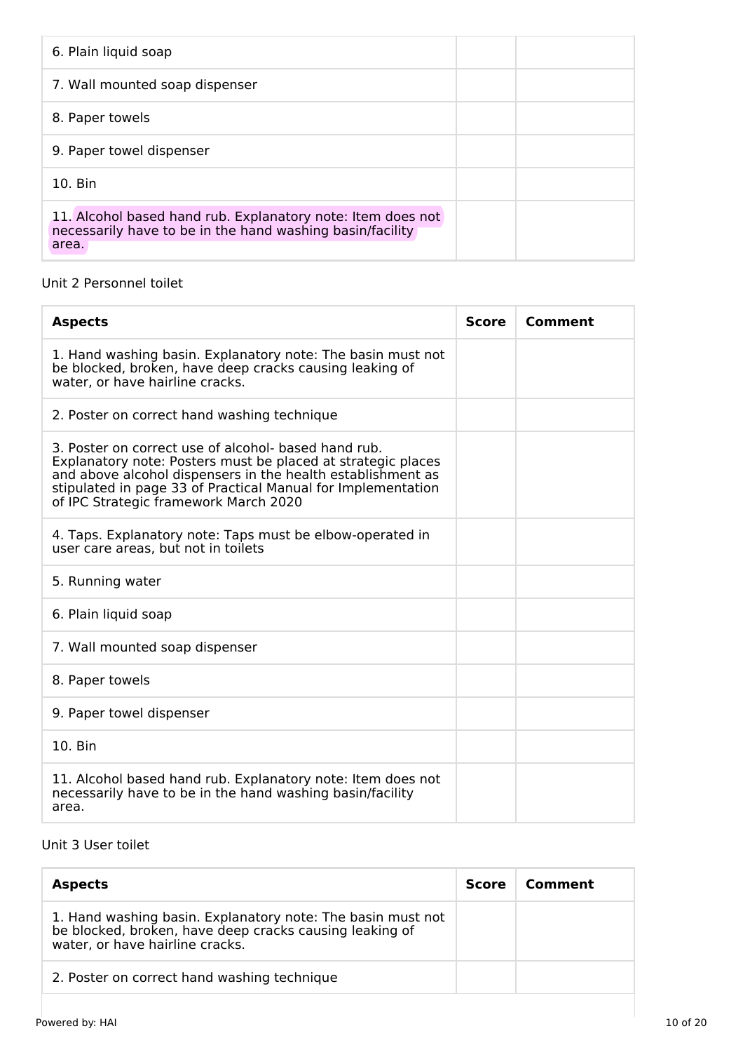| | | |
|---|---|---|
| 6. Plain liquid soap | | |
| 7. Wall mounted soap dispenser | | |
| 8. Paper towels | | |
| 9. Paper towel dispenser | | |
| 10. Bin | | |
| 11. Alcohol based hand rub. Explanatory note: Item does not necessarily have to be in the hand washing basin/facility area. | | |

Unit 2 Personnel toilet

| Aspects | Score | Comment |
|---|---|---|
| 1. Hand washing basin. Explanatory note: The basin must not be blocked, broken, have deep cracks causing leaking of water, or have hairline cracks. | | |
| 2. Poster on correct hand washing technique | | |
| 3. Poster on correct use of alcohol- based hand rub. Explanatory note: Posters must be placed at strategic places and above alcohol dispensers in the health establishment as stipulated in page 33 of Practical Manual for Implementation of IPC Strategic framework March 2020 | | |
| 4. Taps. Explanatory note: Taps must be elbow-operated in user care areas, but not in toilets | | |
| 5. Running water | | |
| 6. Plain liquid soap | | |
| 7. Wall mounted soap dispenser | | |
| 8. Paper towels | | |
| 9. Paper towel dispenser | | |
| 10. Bin | | |
| 11. Alcohol based hand rub. Explanatory note: Item does not necessarily have to be in the hand washing basin/facility area. | | |

Unit 3 User toilet

| Aspects | Score | Comment |
|---|---|---|
| 1. Hand washing basin. Explanatory note: The basin must not be blocked, broken, have deep cracks causing leaking of water, or have hairline cracks. | | |
| 2. Poster on correct hand washing technique | | |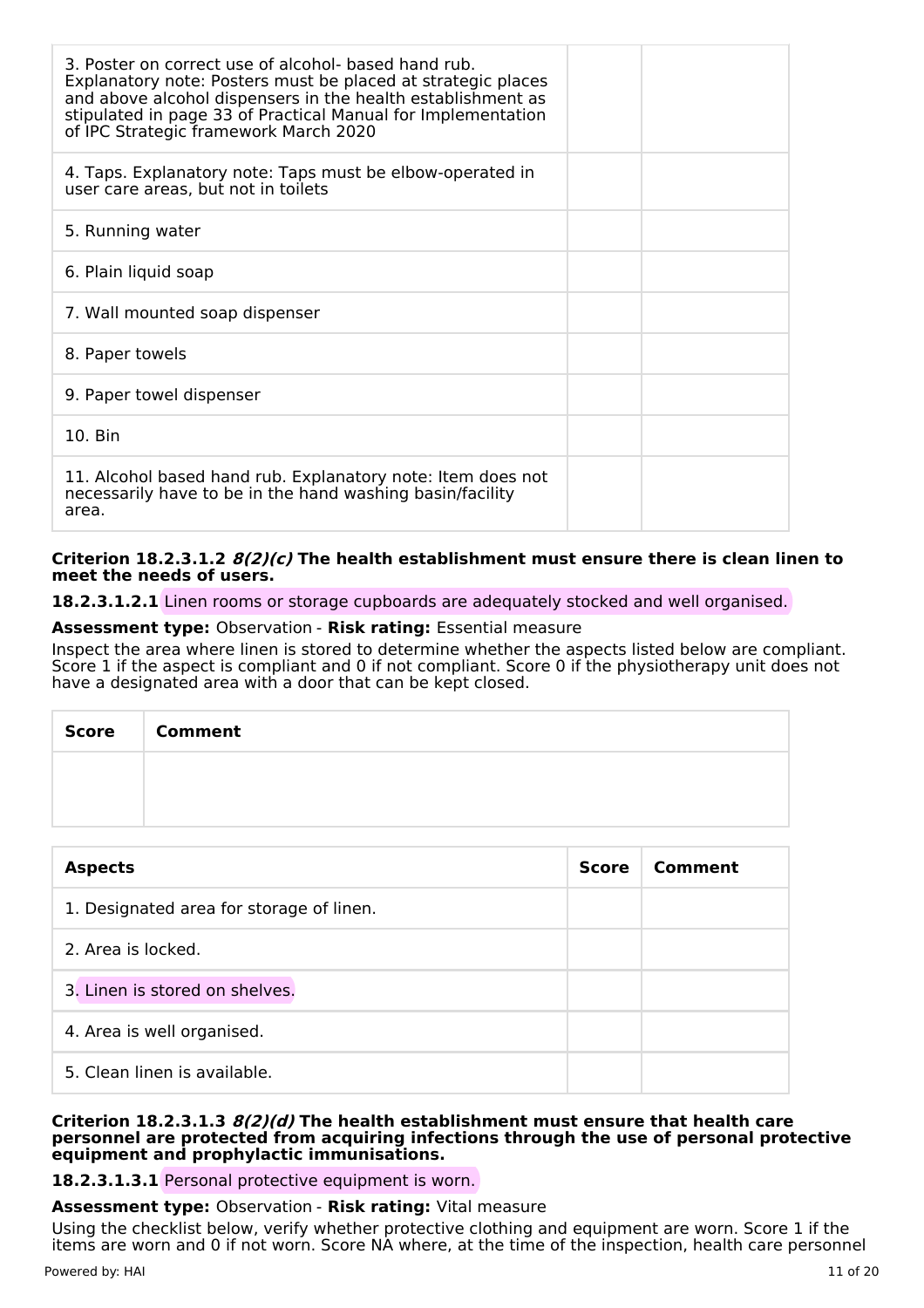| | | |
|---|---|---|
| 3. Poster on correct use of alcohol- based hand rub. Explanatory note: Posters must be placed at strategic places and above alcohol dispensers in the health establishment as stipulated in page 33 of Practical Manual for Implementation of IPC Strategic framework March 2020 | | |
| 4. Taps. Explanatory note: Taps must be elbow-operated in user care areas, but not in toilets | | |
| 5. Running water | | |
| 6. Plain liquid soap | | |
| 7. Wall mounted soap dispenser | | |
| 8. Paper towels | | |
| 9. Paper towel dispenser | | |
| 10. Bin | | |
| 11. Alcohol based hand rub. Explanatory note: Item does not necessarily have to be in the hand washing basin/facility area. | | |

**Criterion 18.2.3.1.2 *8(2)(c)* The health establishment must ensure there is clean linen to meet the needs of users.**

**18.2.3.1.2.1** Linen rooms or storage cupboards are adequately stocked and well organised.

**Assessment type:** Observation - **Risk rating:** Essential measure

Inspect the area where linen is stored to determine whether the aspects listed below are compliant. Score 1 if the aspect is compliant and 0 if not compliant. Score 0 if the physiotherapy unit does not have a designated area with a door that can be kept closed.

| Score | Comment |
|---|---|
| | |

| Aspects | Score | Comment |
|---|---|---|
| 1. Designated area for storage of linen. | | |
| 2. Area is locked. | | |
| 3. Linen is stored on shelves. | | |
| 4. Area is well organised. | | |
| 5. Clean linen is available. | | |

**Criterion 18.2.3.1.3 *8(2)(d)* The health establishment must ensure that health care personnel are protected from acquiring infections through the use of personal protective equipment and prophylactic immunisations.**

**18.2.3.1.3.1** Personal protective equipment is worn.

**Assessment type:** Observation - **Risk rating:** Vital measure

Using the checklist below, verify whether protective clothing and equipment are worn. Score 1 if the items are worn and 0 if not worn. Score NA where, at the time of the inspection, health care personnel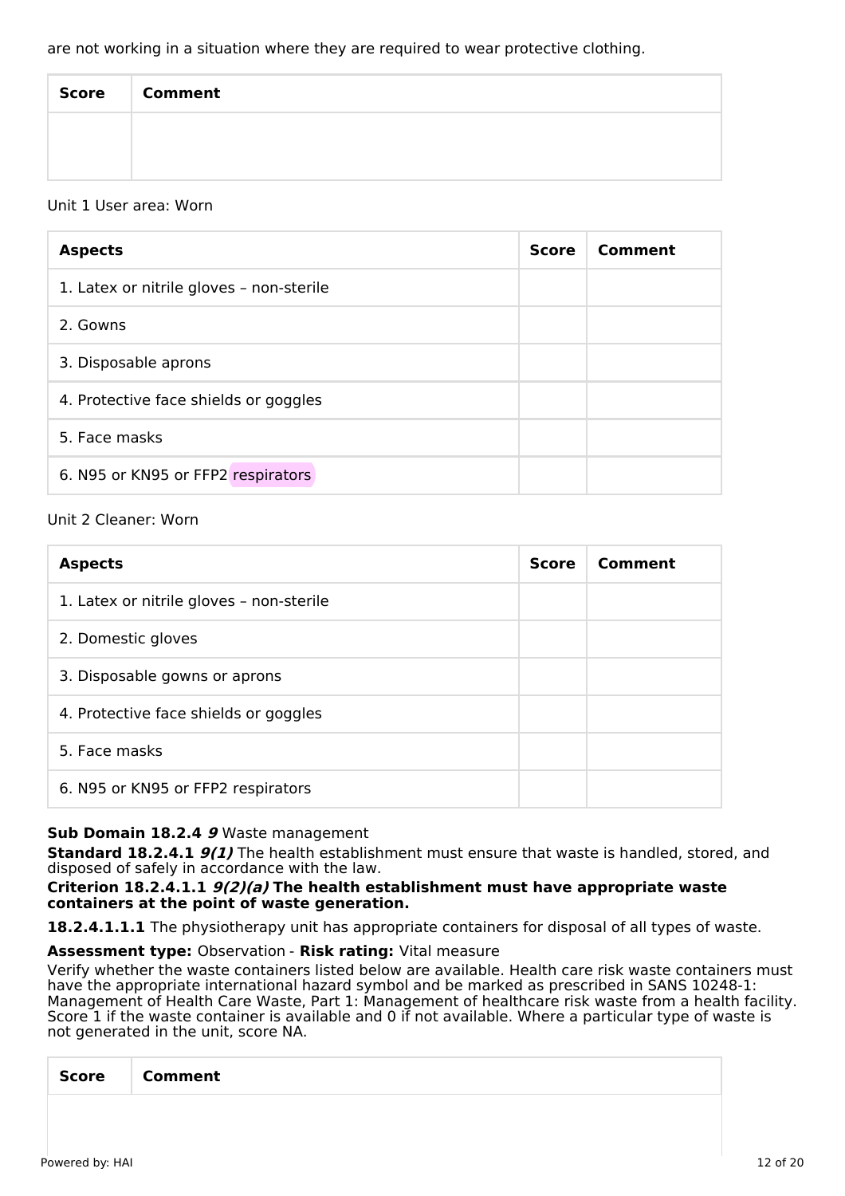are not working in a situation where they are required to wear protective clothing.

| Score | Comment |
|---|---|
| | |

Unit 1 User area: Worn

| Aspects | Score | Comment |
|---|---|---|
| 1. Latex or nitrile gloves – non-sterile | | |
| 2. Gowns | | |
| 3. Disposable aprons | | |
| 4. Protective face shields or goggles | | |
| 5. Face masks | | |
| 6. N95 or KN95 or FFP2 respirators | | |

Unit 2 Cleaner: Worn

| Aspects | Score | Comment |
|---|---|---|
| 1. Latex or nitrile gloves – non-sterile | | |
| 2. Domestic gloves | | |
| 3. Disposable gowns or aprons | | |
| 4. Protective face shields or goggles | | |
| 5. Face masks | | |
| 6. N95 or KN95 or FFP2 respirators | | |

**Sub Domain 18.2.4** ***9*** Waste management

**Standard 18.2.4.1** ***9(1)*** The health establishment must ensure that waste is handled, stored, and disposed of safely in accordance with the law.

**Criterion 18.2.4.1.1** ***9(2)(a)*** **The health establishment must have appropriate waste containers at the point of waste generation.**

**18.2.4.1.1.1** The physiotherapy unit has appropriate containers for disposal of all types of waste.

**Assessment type:** Observation - **Risk rating:** Vital measure

Verify whether the waste containers listed below are available. Health care risk waste containers must have the appropriate international hazard symbol and be marked as prescribed in SANS 10248-1: Management of Health Care Waste, Part 1: Management of healthcare risk waste from a health facility. Score 1 if the waste container is available and 0 if not available. Where a particular type of waste is not generated in the unit, score NA.

| Score | Comment |
|---|---|
| | |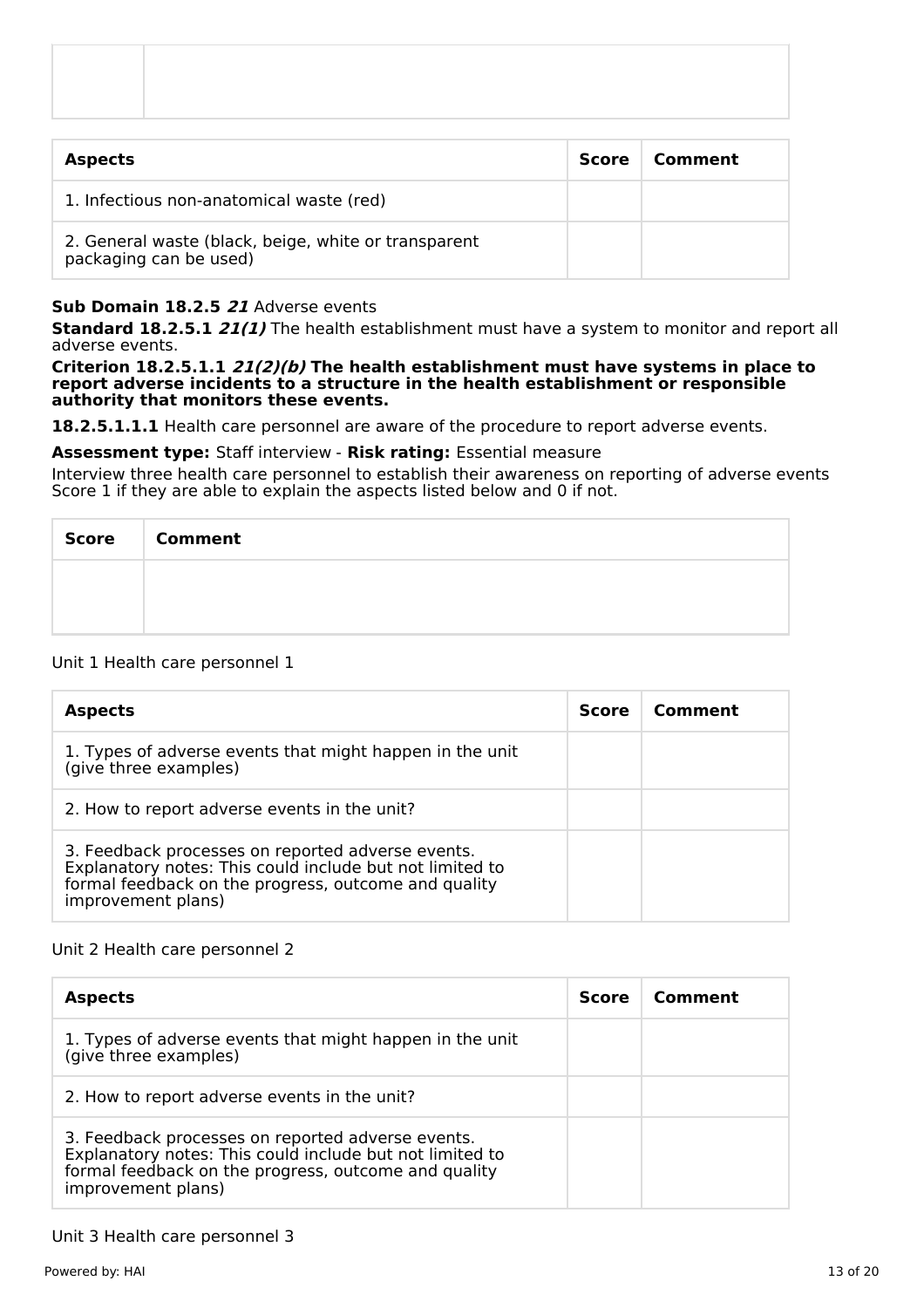| | |
|---|---|
| | |

| Aspects | Score | Comment |
|---|---|---|
| 1. Infectious non-anatomical waste (red) | | |
| 2. General waste (black, beige, white or transparent packaging can be used) | | |

**Sub Domain 18.2.5** ***21*** Adverse events

**Standard 18.2.5.1** ***21(1)*** The health establishment must have a system to monitor and report all adverse events.

**Criterion 18.2.5.1.1** ***21(2)(b)*** **The health establishment must have systems in place to report adverse incidents to a structure in the health establishment or responsible authority that monitors these events.**

**18.2.5.1.1.1** Health care personnel are aware of the procedure to report adverse events.

**Assessment type:** Staff interview - **Risk rating:** Essential measure

Interview three health care personnel to establish their awareness on reporting of adverse events Score 1 if they are able to explain the aspects listed below and 0 if not.

| Score | Comment |
|---|---|
| | |

Unit 1 Health care personnel 1

| Aspects | Score | Comment |
|---|---|---|
| 1. Types of adverse events that might happen in the unit (give three examples) | | |
| 2. How to report adverse events in the unit? | | |
| 3. Feedback processes on reported adverse events. Explanatory notes: This could include but not limited to formal feedback on the progress, outcome and quality improvement plans) | | |

Unit 2 Health care personnel 2

| Aspects | Score | Comment |
|---|---|---|
| 1. Types of adverse events that might happen in the unit (give three examples) | | |
| 2. How to report adverse events in the unit? | | |
| 3. Feedback processes on reported adverse events. Explanatory notes: This could include but not limited to formal feedback on the progress, outcome and quality improvement plans) | | |

Unit 3 Health care personnel 3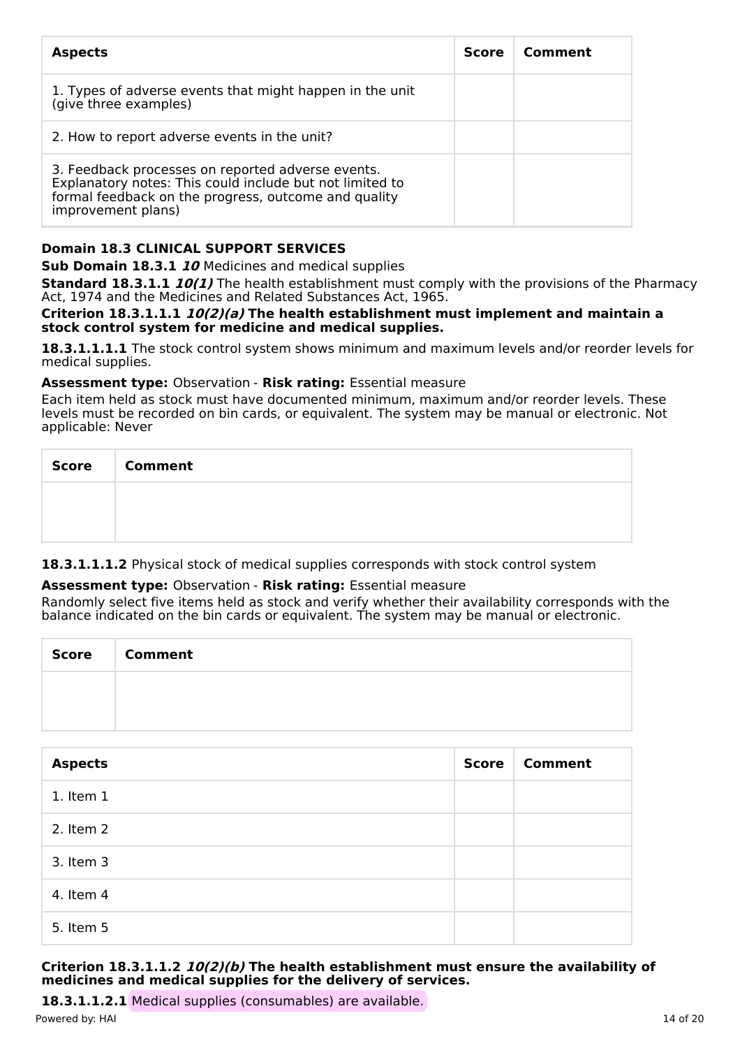| Aspects | Score | Comment |
|---|---|---|
| 1. Types of adverse events that might happen in the unit (give three examples) | | |
| 2. How to report adverse events in the unit? | | |
| 3. Feedback processes on reported adverse events. Explanatory notes: This could include but not limited to formal feedback on the progress, outcome and quality improvement plans) | | |

**Domain 18.3 CLINICAL SUPPORT SERVICES**

**Sub Domain 18.3.1** ***10*** Medicines and medical supplies

**Standard 18.3.1.1** ***10(1)*** The health establishment must comply with the provisions of the Pharmacy Act, 1974 and the Medicines and Related Substances Act, 1965.

**Criterion 18.3.1.1.1** ***10(2)(a)*** **The health establishment must implement and maintain a stock control system for medicine and medical supplies.**

**18.3.1.1.1.1** The stock control system shows minimum and maximum levels and/or reorder levels for medical supplies.

**Assessment type:** Observation - **Risk rating:** Essential measure

Each item held as stock must have documented minimum, maximum and/or reorder levels. These levels must be recorded on bin cards, or equivalent. The system may be manual or electronic. Not applicable: Never

| Score | Comment |
|---|---|
| | |

**18.3.1.1.1.2** Physical stock of medical supplies corresponds with stock control system

**Assessment type:** Observation - **Risk rating:** Essential measure

Randomly select five items held as stock and verify whether their availability corresponds with the balance indicated on the bin cards or equivalent. The system may be manual or electronic.

| Score | Comment |
|---|---|
| | |

| Aspects | Score | Comment |
|---|---|---|
| 1. Item 1 | | |
| 2. Item 2 | | |
| 3. Item 3 | | |
| 4. Item 4 | | |
| 5. Item 5 | | |

**Criterion 18.3.1.1.2** ***10(2)(b)*** **The health establishment must ensure the availability of medicines and medical supplies for the delivery of services.**

**18.3.1.1.2.1** Medical supplies (consumables) are available.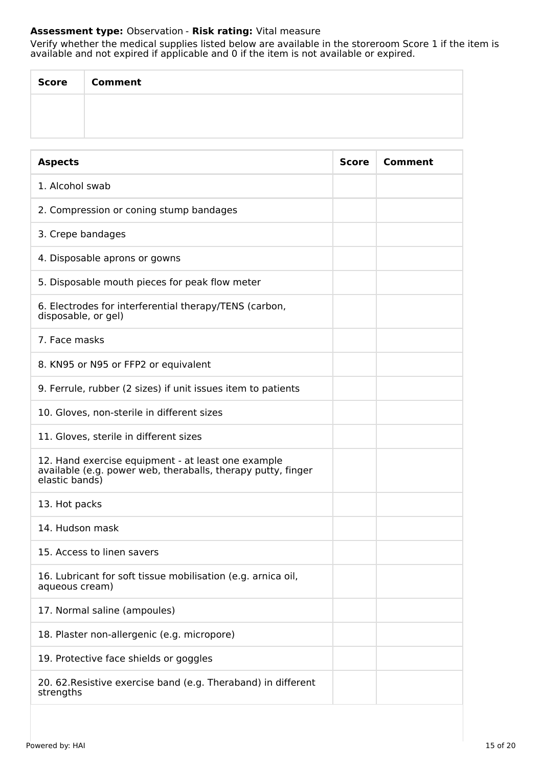**Assessment type:** Observation - **Risk rating:** Vital measure

Verify whether the medical supplies listed below are available in the storeroom Score 1 if the item is available and not expired if applicable and 0 if the item is not available or expired.

| Score | Comment |
| --- | --- |
| | |

| Aspects | Score | Comment |
| --- | --- | --- |
| 1. Alcohol swab | | |
| 2. Compression or coning stump bandages | | |
| 3. Crepe bandages | | |
| 4. Disposable aprons or gowns | | |
| 5. Disposable mouth pieces for peak flow meter | | |
| 6. Electrodes for interferential therapy/TENS (carbon, disposable, or gel) | | |
| 7. Face masks | | |
| 8. KN95 or N95 or FFP2 or equivalent | | |
| 9. Ferrule, rubber (2 sizes) if unit issues item to patients | | |
| 10. Gloves, non-sterile in different sizes | | |
| 11. Gloves, sterile in different sizes | | |
| 12. Hand exercise equipment - at least one example available (e.g. power web, theraballs, therapy putty, finger elastic bands) | | |
| 13. Hot packs | | |
| 14. Hudson mask | | |
| 15. Access to linen savers | | |
| 16. Lubricant for soft tissue mobilisation (e.g. arnica oil, aqueous cream) | | |
| 17. Normal saline (ampoules) | | |
| 18. Plaster non-allergenic (e.g. micropore) | | |
| 19. Protective face shields or goggles | | |
| 20. 62.Resistive exercise band (e.g. Theraband) in different strengths | | |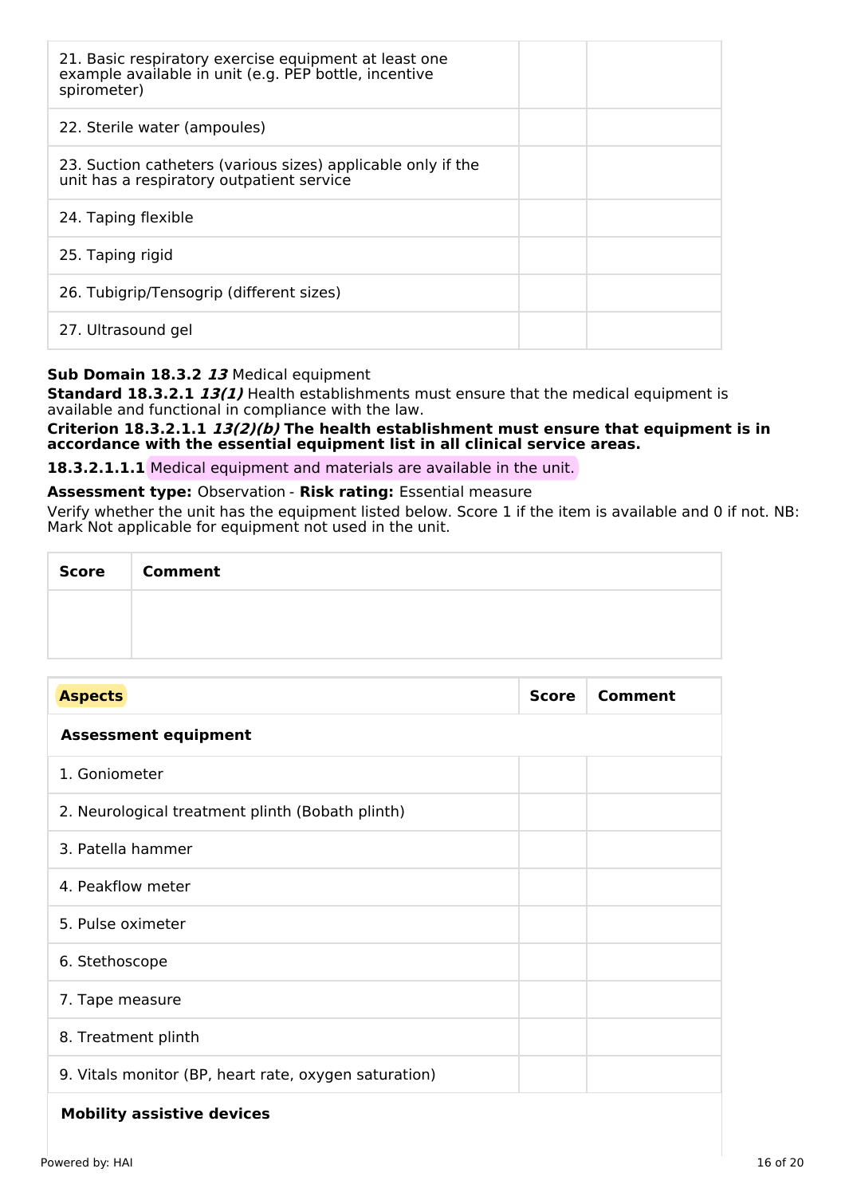| | | |
|---|---|---|
| 21. Basic respiratory exercise equipment at least one example available in unit (e.g. PEP bottle, incentive spirometer) | | |
| 22. Sterile water (ampoules) | | |
| 23. Suction catheters (various sizes) applicable only if the unit has a respiratory outpatient service | | |
| 24. Taping flexible | | |
| 25. Taping rigid | | |
| 26. Tubigrip/Tensogrip (different sizes) | | |
| 27. Ultrasound gel | | |

**Sub Domain 18.3.2** ***13*** Medical equipment

**Standard 18.3.2.1** ***13(1)*** Health establishments must ensure that the medical equipment is available and functional in compliance with the law.

**Criterion 18.3.2.1.1** ***13(2)(b)*** **The health establishment must ensure that equipment is in accordance with the essential equipment list in all clinical service areas.**

**18.3.2.1.1.1** Medical equipment and materials are available in the unit.

**Assessment type:** Observation - **Risk rating:** Essential measure

Verify whether the unit has the equipment listed below. Score 1 if the item is available and 0 if not. NB: Mark Not applicable for equipment not used in the unit.

| Score | Comment |
|---|---|
| | |

| Aspects | Score | Comment |
|---|---|---|
| **Assessment equipment** | | |
| 1. Goniometer | | |
| 2. Neurological treatment plinth (Bobath plinth) | | |
| 3. Patella hammer | | |
| 4. Peakflow meter | | |
| 5. Pulse oximeter | | |
| 6. Stethoscope | | |
| 7. Tape measure | | |
| 8. Treatment plinth | | |
| 9. Vitals monitor (BP, heart rate, oxygen saturation) | | |
| **Mobility assistive devices** | | |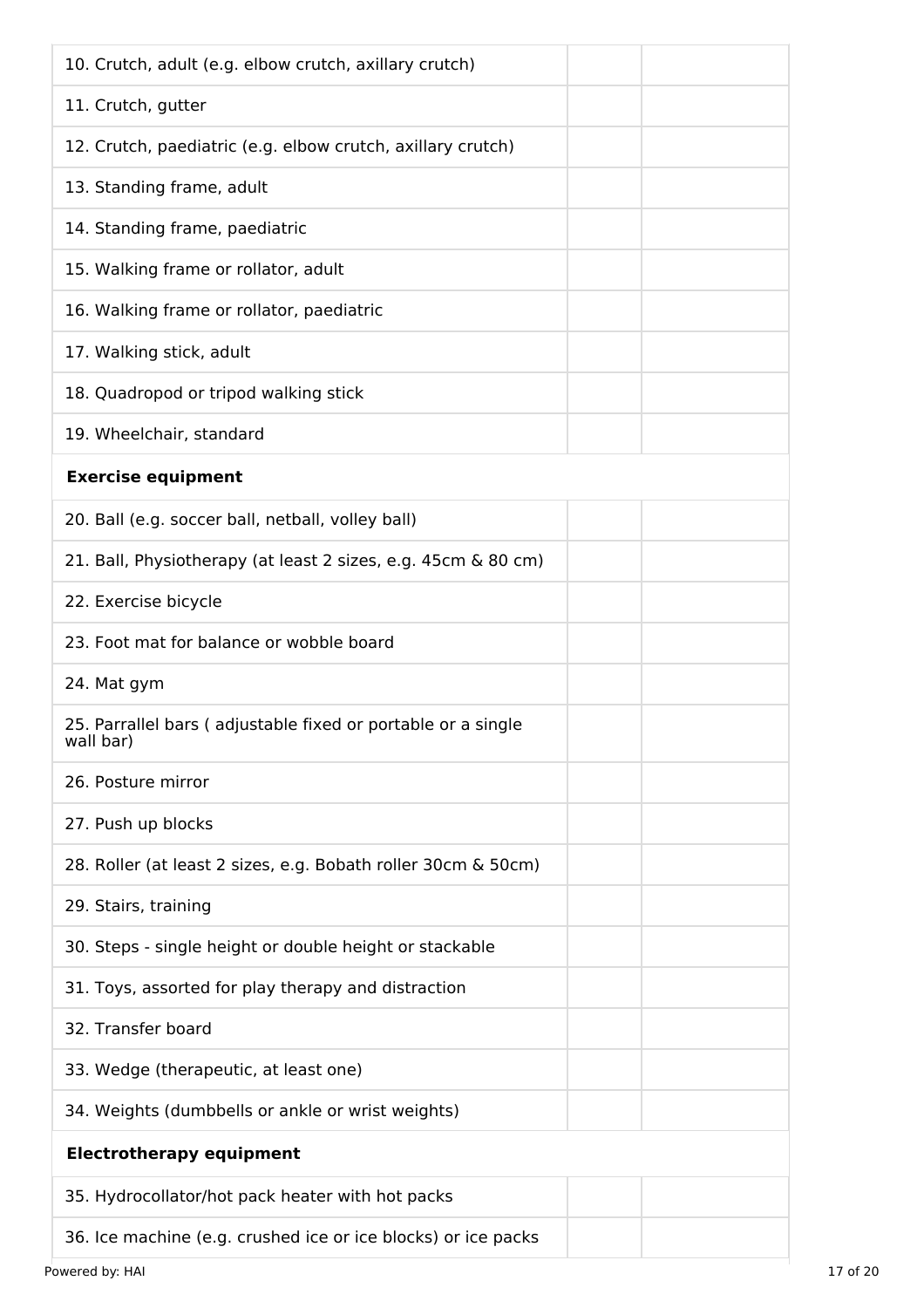| | | |
|---|---|---|
| 10. Crutch, adult (e.g. elbow crutch, axillary crutch) | | |
| 11. Crutch, gutter | | |
| 12. Crutch, paediatric (e.g. elbow crutch, axillary crutch) | | |
| 13. Standing frame, adult | | |
| 14. Standing frame, paediatric | | |
| 15. Walking frame or rollator, adult | | |
| 16. Walking frame or rollator, paediatric | | |
| 17. Walking stick, adult | | |
| 18. Quadropod or tripod walking stick | | |
| 19. Wheelchair, standard | | |
| **Exercise equipment** | | |
| 20. Ball (e.g. soccer ball, netball, volley ball) | | |
| 21. Ball, Physiotherapy (at least 2 sizes, e.g. 45cm & 80 cm) | | |
| 22. Exercise bicycle | | |
| 23. Foot mat for balance or wobble board | | |
| 24. Mat gym | | |
| 25. Parrallel bars ( adjustable fixed or portable or a single wall bar) | | |
| 26. Posture mirror | | |
| 27. Push up blocks | | |
| 28. Roller (at least 2 sizes, e.g. Bobath roller 30cm & 50cm) | | |
| 29. Stairs, training | | |
| 30. Steps - single height or double height or stackable | | |
| 31. Toys, assorted for play therapy and distraction | | |
| 32. Transfer board | | |
| 33. Wedge (therapeutic, at least one) | | |
| 34. Weights (dumbbells or ankle or wrist weights) | | |
| **Electrotherapy equipment** | | |
| 35. Hydrocollator/hot pack heater with hot packs | | |
| 36. Ice machine (e.g. crushed ice or ice blocks) or ice packs | | |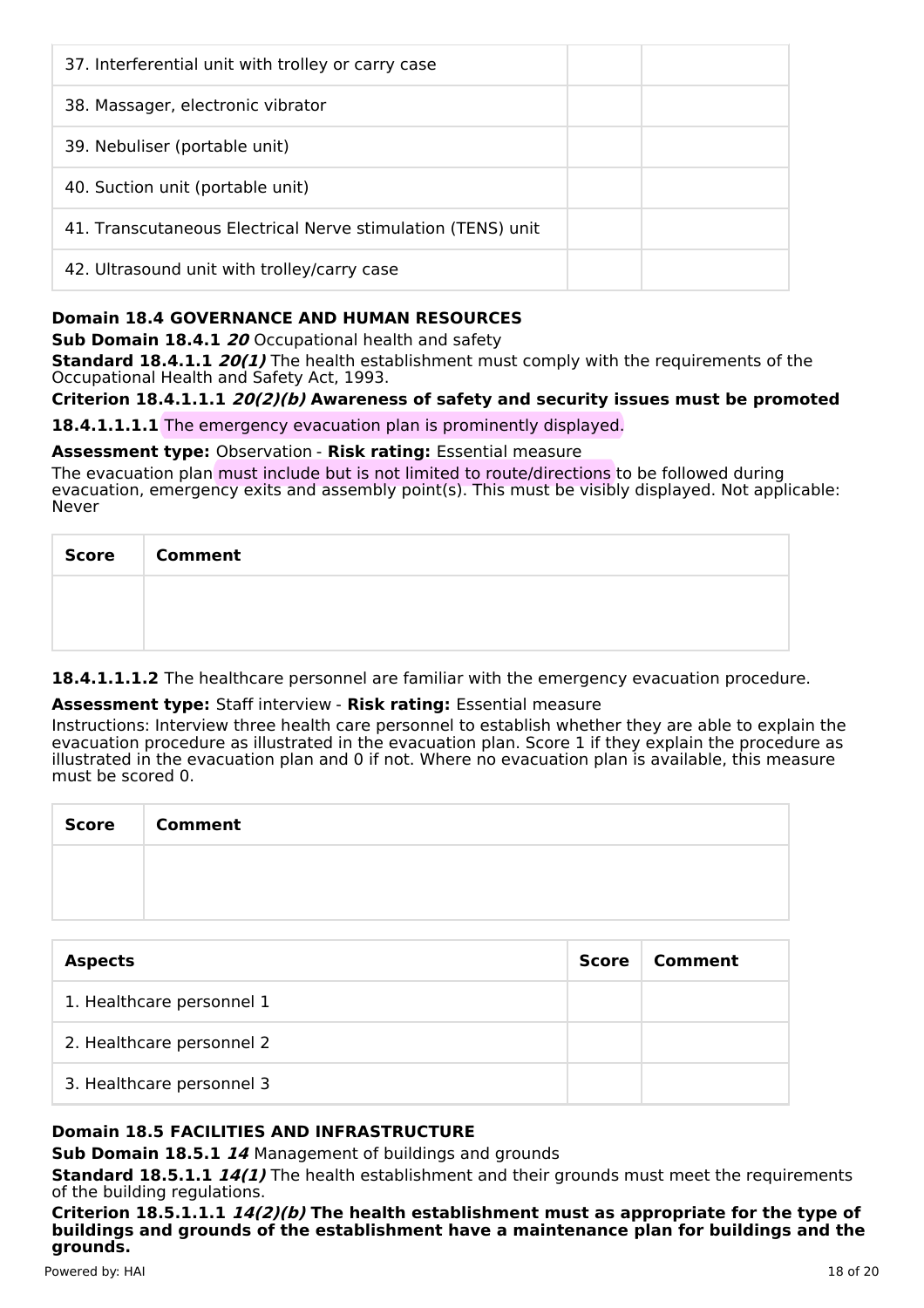| 37. Interferential unit with trolley or carry case | | |
|---|---|---|
| 38. Massager, electronic vibrator | | |
| 39. Nebuliser (portable unit) | | |
| 40. Suction unit (portable unit) | | |
| 41. Transcutaneous Electrical Nerve stimulation (TENS) unit | | |
| 42. Ultrasound unit with trolley/carry case | | |

**Domain 18.4 GOVERNANCE AND HUMAN RESOURCES**

**Sub Domain 18.4.1** ***20*** Occupational health and safety

**Standard 18.4.1.1** ***20(1)*** The health establishment must comply with the requirements of the Occupational Health and Safety Act, 1993.

**Criterion 18.4.1.1.1** ***20(2)(b)*** **Awareness of safety and security issues must be promoted**

**18.4.1.1.1.1** The emergency evacuation plan is prominently displayed.

**Assessment type:** Observation - **Risk rating:** Essential measure

The evacuation plan must include but is not limited to route/directions to be followed during evacuation, emergency exits and assembly point(s). This must be visibly displayed. Not applicable: Never

| Score | Comment |
|---|---|
| | |

**18.4.1.1.1.2** The healthcare personnel are familiar with the emergency evacuation procedure.

**Assessment type:** Staff interview - **Risk rating:** Essential measure

Instructions: Interview three health care personnel to establish whether they are able to explain the evacuation procedure as illustrated in the evacuation plan. Score 1 if they explain the procedure as illustrated in the evacuation plan and 0 if not. Where no evacuation plan is available, this measure must be scored 0.

| Score | Comment |
|---|---|
| | |

| Aspects | Score | Comment |
|---|---|---|
| 1. Healthcare personnel 1 | | |
| 2. Healthcare personnel 2 | | |
| 3. Healthcare personnel 3 | | |

**Domain 18.5 FACILITIES AND INFRASTRUCTURE**

**Sub Domain 18.5.1** ***14*** Management of buildings and grounds

**Standard 18.5.1.1** ***14(1)*** The health establishment and their grounds must meet the requirements of the building regulations.

**Criterion 18.5.1.1.1** ***14(2)(b)*** **The health establishment must as appropriate for the type of buildings and grounds of the establishment have a maintenance plan for buildings and the grounds.**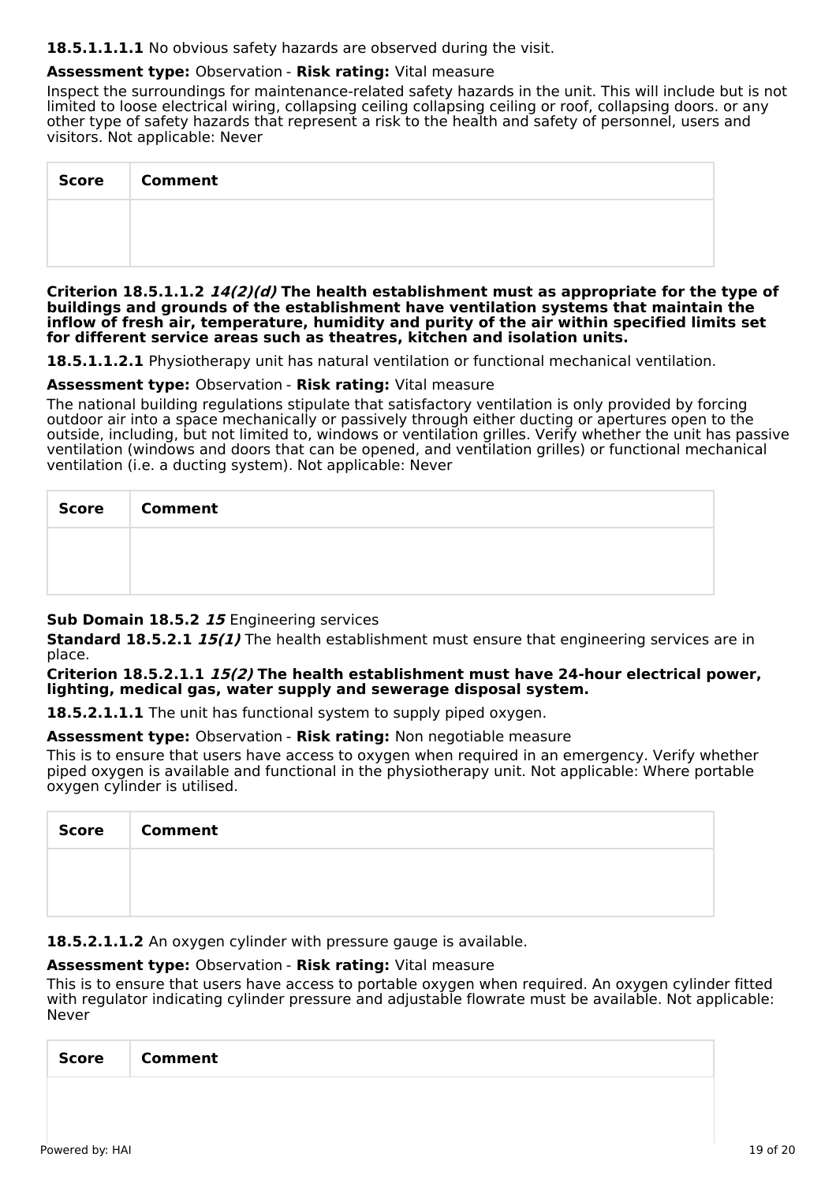**18.5.1.1.1.1** No obvious safety hazards are observed during the visit.

**Assessment type:** Observation - **Risk rating:** Vital measure

Inspect the surroundings for maintenance-related safety hazards in the unit. This will include but is not limited to loose electrical wiring, collapsing ceiling collapsing ceiling or roof, collapsing doors. or any other type of safety hazards that represent a risk to the health and safety of personnel, users and visitors. Not applicable: Never

| Score | Comment |
| --- | --- |
| | |

**Criterion 18.5.1.1.2 *14(2)(d)* The health establishment must as appropriate for the type of buildings and grounds of the establishment have ventilation systems that maintain the inflow of fresh air, temperature, humidity and purity of the air within specified limits set for different service areas such as theatres, kitchen and isolation units.**

**18.5.1.1.2.1** Physiotherapy unit has natural ventilation or functional mechanical ventilation.

**Assessment type:** Observation - **Risk rating:** Vital measure

The national building regulations stipulate that satisfactory ventilation is only provided by forcing outdoor air into a space mechanically or passively through either ducting or apertures open to the outside, including, but not limited to, windows or ventilation grilles. Verify whether the unit has passive ventilation (windows and doors that can be opened, and ventilation grilles) or functional mechanical ventilation (i.e. a ducting system). Not applicable: Never

| Score | Comment |
| --- | --- |
| | |

**Sub Domain 18.5.2 *15*** Engineering services

**Standard 18.5.2.1 *15(1)*** The health establishment must ensure that engineering services are in place.

**Criterion 18.5.2.1.1 *15(2)* The health establishment must have 24-hour electrical power, lighting, medical gas, water supply and sewerage disposal system.**

**18.5.2.1.1.1** The unit has functional system to supply piped oxygen.

**Assessment type:** Observation - **Risk rating:** Non negotiable measure

This is to ensure that users have access to oxygen when required in an emergency. Verify whether piped oxygen is available and functional in the physiotherapy unit. Not applicable: Where portable oxygen cylinder is utilised.

| Score | Comment |
| --- | --- |
| | |

**18.5.2.1.1.2** An oxygen cylinder with pressure gauge is available.

**Assessment type:** Observation - **Risk rating:** Vital measure

This is to ensure that users have access to portable oxygen when required. An oxygen cylinder fitted with regulator indicating cylinder pressure and adjustable flowrate must be available. Not applicable: Never

| Score | Comment |
| --- | --- |
| | |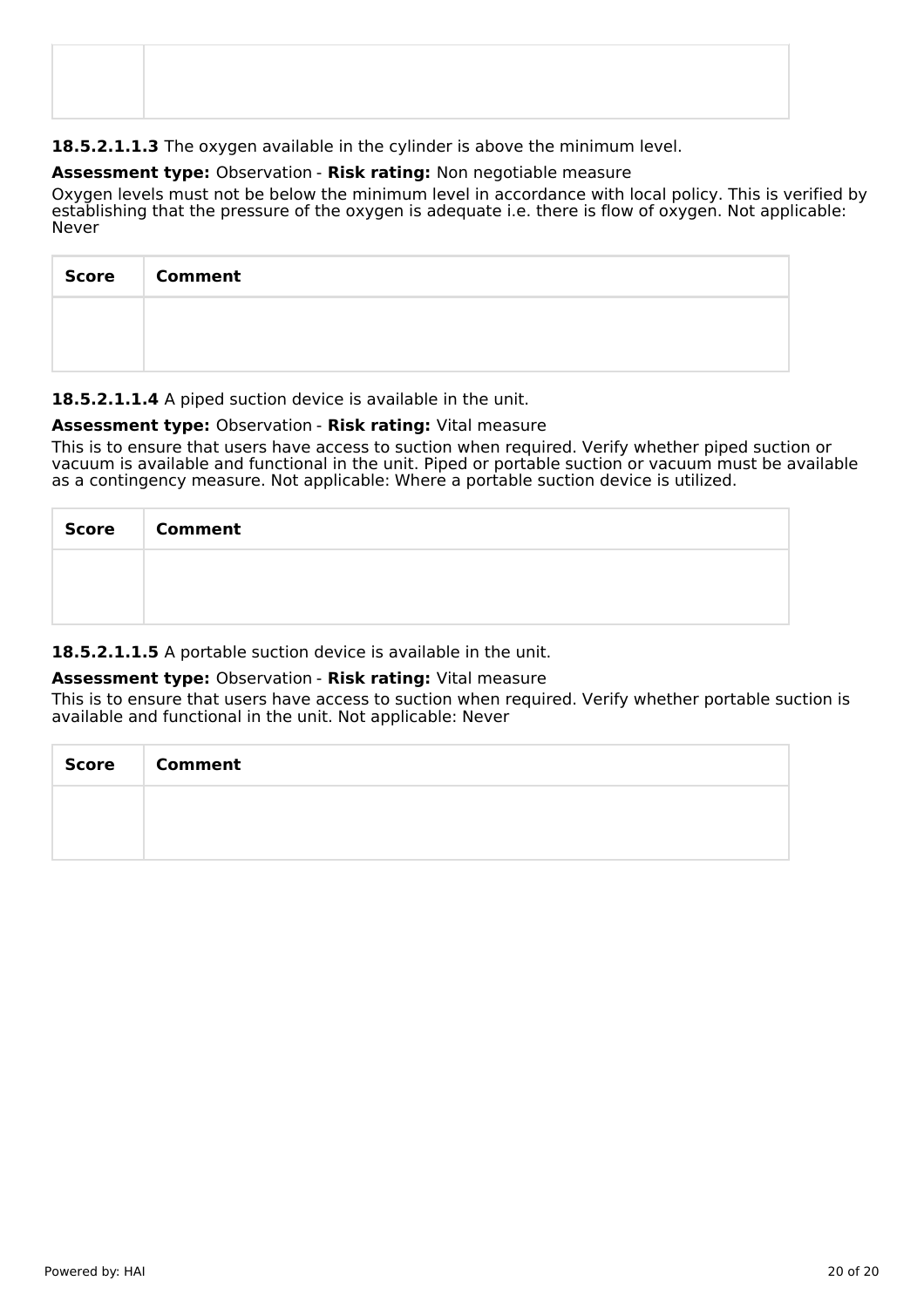| | |
|---|---|
| | |

**18.5.2.1.1.3** The oxygen available in the cylinder is above the minimum level.

**Assessment type:** Observation - **Risk rating:** Non negotiable measure

Oxygen levels must not be below the minimum level in accordance with local policy. This is verified by establishing that the pressure of the oxygen is adequate i.e. there is flow of oxygen. Not applicable: Never

| Score | Comment |
|---|---|
| | |

**18.5.2.1.1.4** A piped suction device is available in the unit.

**Assessment type:** Observation - **Risk rating:** Vital measure

This is to ensure that users have access to suction when required. Verify whether piped suction or vacuum is available and functional in the unit. Piped or portable suction or vacuum must be available as a contingency measure. Not applicable: Where a portable suction device is utilized.

| Score | Comment |
|---|---|
| | |

**18.5.2.1.1.5** A portable suction device is available in the unit.

**Assessment type:** Observation - **Risk rating:** Vital measure

This is to ensure that users have access to suction when required. Verify whether portable suction is available and functional in the unit. Not applicable: Never

| Score | Comment |
|---|---|
| | |

Powered by: HAI